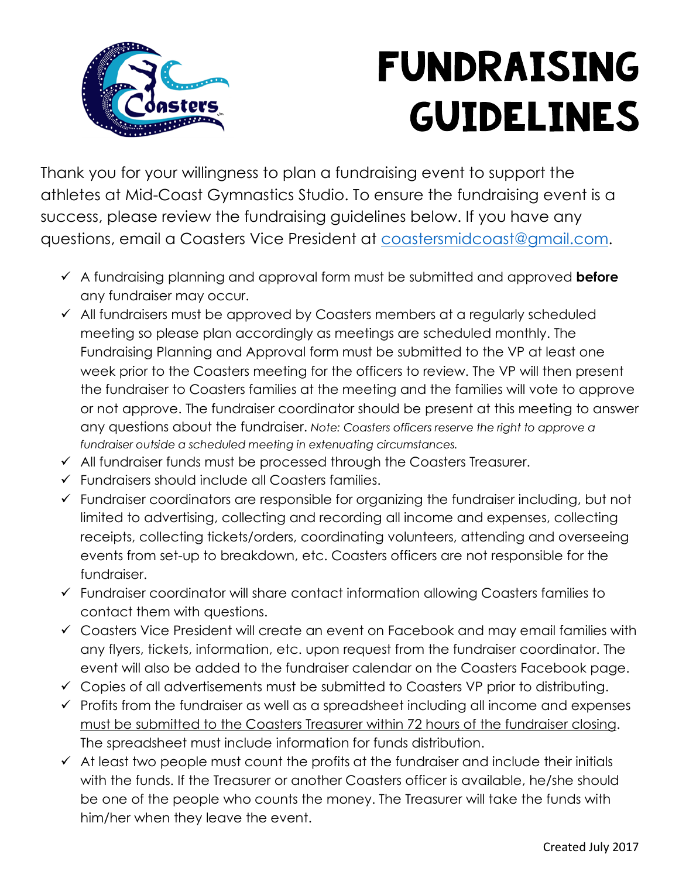# FUNDRAISING GUIDELINES

Thank you for your willingness to plan a fundraising event to support the athletes at Mid-Coast Gymnastics Studio. To ensure the fundraising event is a success, please review the fundraising guidelines below. If you have any questions, email a Coasters Vice President at coastersmidcoast@gmail.com.

- ✓ A fundraising planning and approval form must be submitted and approved **before** any fundraiser may occur.
- ✓ All fundraisers must be approved by Coasters members at a regularly scheduled meeting so please plan accordingly as meetings are scheduled monthly. The Fundraising Planning and Approval form must be submitted to the VP at least one week prior to the Coasters meeting for the officers to review. The VP will then present the fundraiser to Coasters families at the meeting and the families will vote to approve or not approve. The fundraiser coordinator should be present at this meeting to answer any questions about the fundraiser. *Note: Coasters officers reserve the right to approve a fundraiser outside a scheduled meeting in extenuating circumstances.*
- ✓ All fundraiser funds must be processed through the Coasters Treasurer.
- ✓ Fundraisers should include all Coasters families.
- ✓ Fundraiser coordinators are responsible for organizing the fundraiser including, but not limited to advertising, collecting and recording all income and expenses, collecting receipts, collecting tickets/orders, coordinating volunteers, attending and overseeing events from set-up to breakdown, etc. Coasters officers are not responsible for the fundraiser.
- ✓ Fundraiser coordinator will share contact information allowing Coasters families to contact them with questions.
- ✓ Coasters Vice President will create an event on Facebook and may email families with any flyers, tickets, information, etc. upon request from the fundraiser coordinator. The event will also be added to the fundraiser calendar on the Coasters Facebook page.
- ✓ Copies of all advertisements must be submitted to Coasters VP prior to distributing.
- ✓ Profits from the fundraiser as well as a spreadsheet including all income and expenses must be submitted to the Coasters Treasurer within 72 hours of the fundraiser closing. The spreadsheet must include information for funds distribution.
- ✓ At least two people must count the profits at the fundraiser and include their initials with the funds. If the Treasurer or another Coasters officer is available, he/she should be one of the people who counts the money. The Treasurer will take the funds with him/her when they leave the event.

Created July 2017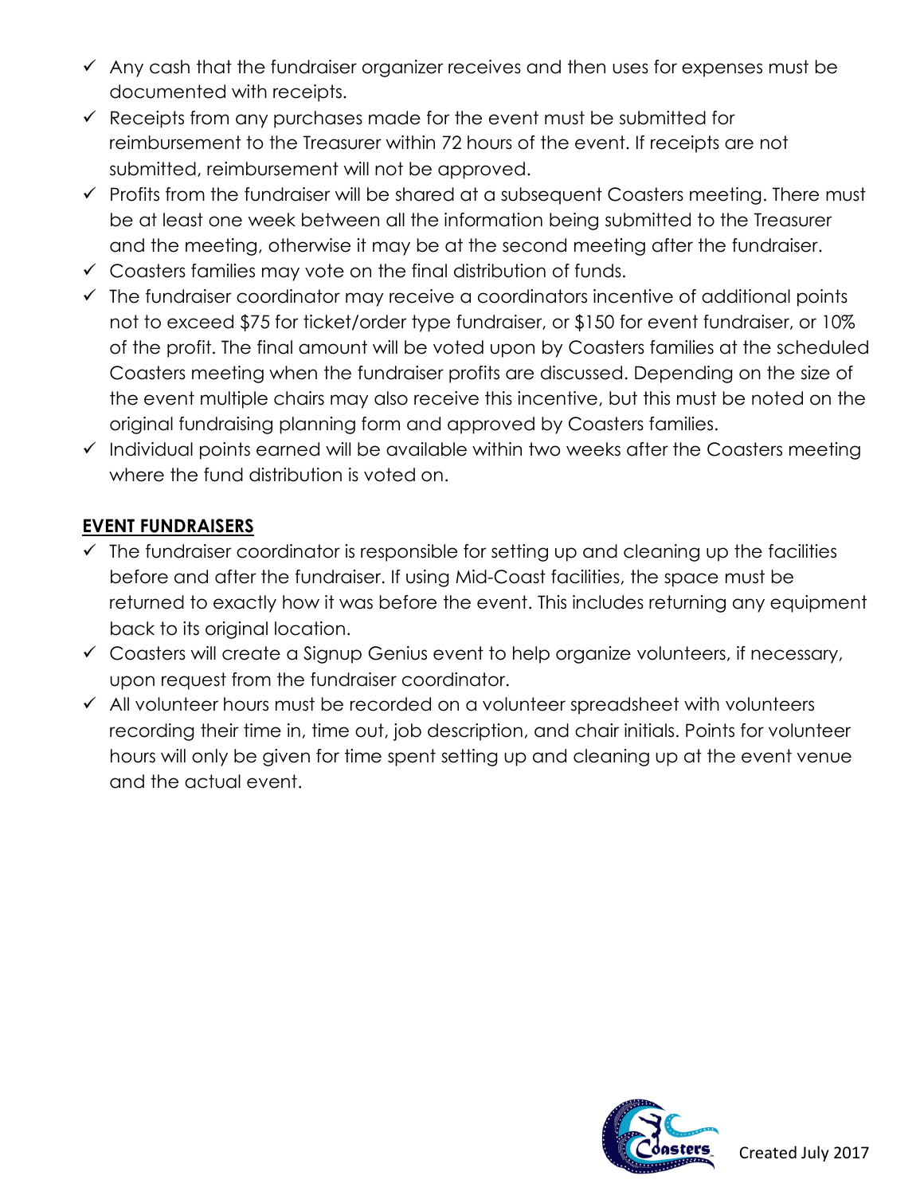- ✓ Any cash that the fundraiser organizer receives and then uses for expenses must be documented with receipts.
- ✓ Receipts from any purchases made for the event must be submitted for reimbursement to the Treasurer within 72 hours of the event. If receipts are not submitted, reimbursement will not be approved.
- ✓ Profits from the fundraiser will be shared at a subsequent Coasters meeting. There must be at least one week between all the information being submitted to the Treasurer and the meeting, otherwise it may be at the second meeting after the fundraiser.
- ✓ Coasters families may vote on the final distribution of funds.
- ✓ The fundraiser coordinator may receive a coordinators incentive of additional points not to exceed $75 for ticket/order type fundraiser, or $150 for event fundraiser, or 10% of the profit. The final amount will be voted upon by Coasters families at the scheduled Coasters meeting when the fundraiser profits are discussed. Depending on the size of the event multiple chairs may also receive this incentive, but this must be noted on the original fundraising planning form and approved by Coasters families.
- ✓ Individual points earned will be available within two weeks after the Coasters meeting where the fund distribution is voted on.

**EVENT FUNDRAISERS**

- ✓ The fundraiser coordinator is responsible for setting up and cleaning up the facilities before and after the fundraiser. If using Mid-Coast facilities, the space must be returned to exactly how it was before the event. This includes returning any equipment back to its original location.
- ✓ Coasters will create a Signup Genius event to help organize volunteers, if necessary, upon request from the fundraiser coordinator.
- ✓ All volunteer hours must be recorded on a volunteer spreadsheet with volunteers recording their time in, time out, job description, and chair initials. Points for volunteer hours will only be given for time spent setting up and cleaning up at the event venue and the actual event.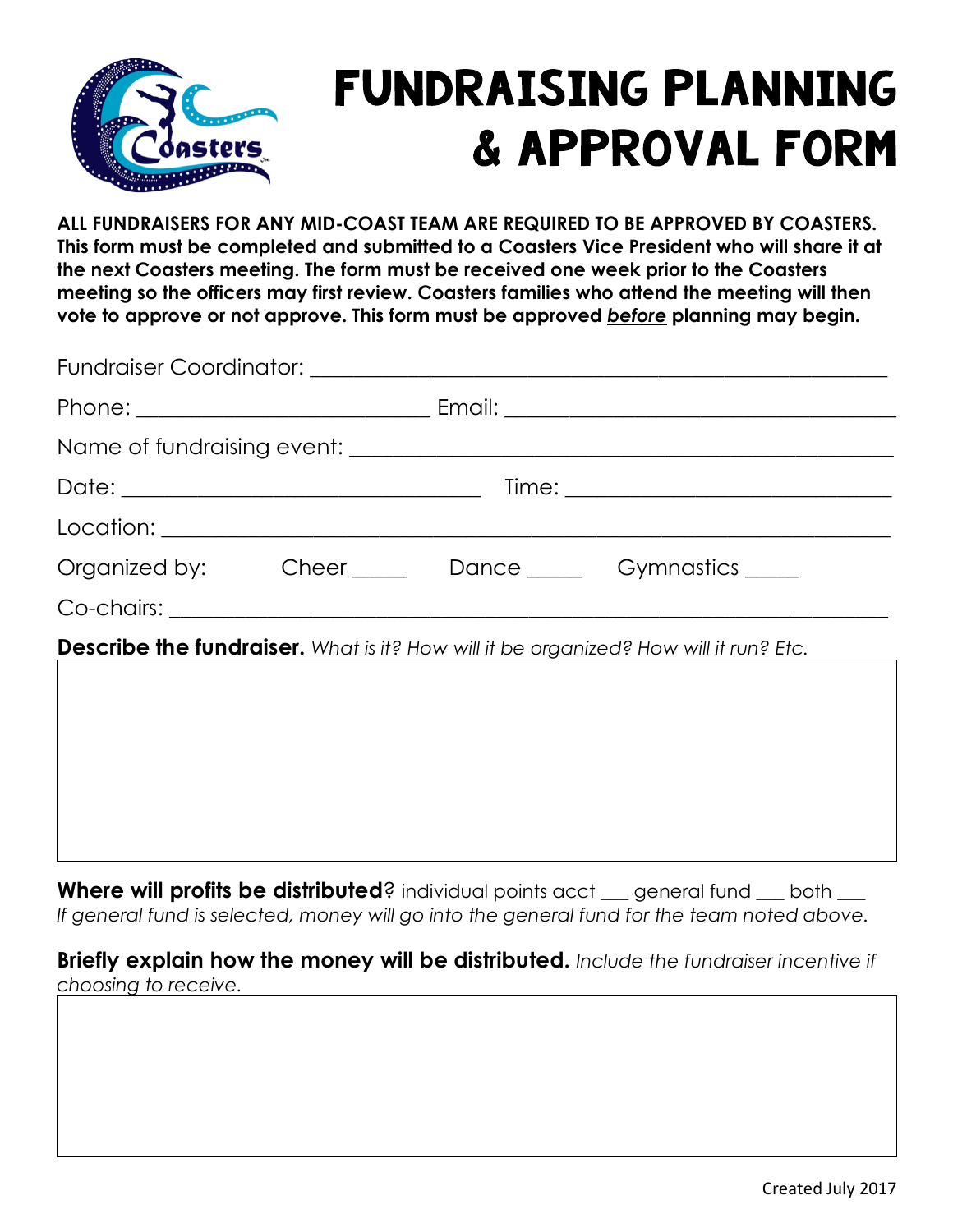# FUNDRAISING PLANNING & APPROVAL FORM

**ALL FUNDRAISERS FOR ANY MID-COAST TEAM ARE REQUIRED TO BE APPROVED BY COASTERS. This form must be completed and submitted to a Coasters Vice President who will share it at the next Coasters meeting. The form must be received one week prior to the Coasters meeting so the officers may first review. Coasters families who attend the meeting will then vote to approve or not approve. This form must be approved *before* planning may begin.**

Fundraiser Coordinator: ____________________________________________

Phone: _________________________ Email: _____________________________

Name of fundraising event: ____________________________________________

Date: ______________________________ Time: ____________________________

Location: ______________________________________________________________

Organized by: Cheer _____ Dance _____ Gymnastics _____

Co-chairs: _____________________________________________________________

**Describe the fundraiser.** *What is it? How will it be organized? How will it run? Etc.*

**Where will profits be distributed**? individual points acct ___ general fund ___ both ___
*If general fund is selected, money will go into the general fund for the team noted above.*

**Briefly explain how the money will be distributed.** *Include the fundraiser incentive if choosing to receive.*

Created July 2017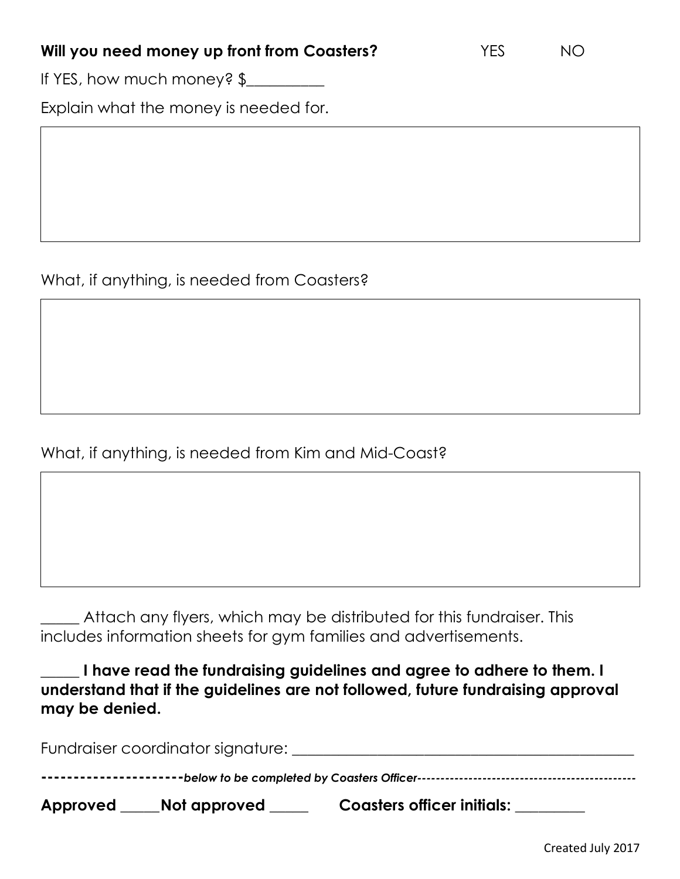**Will you need money up front from Coasters?** YES NO

If YES, how much money? $__________

Explain what the money is needed for.

What, if anything, is needed from Coasters?

What, if anything, is needed from Kim and Mid-Coast?

_____ Attach any flyers, which may be distributed for this fundraiser. This includes information sheets for gym families and advertisements.

**_____ I have read the fundraising guidelines and agree to adhere to them. I understand that if the guidelines are not followed, future fundraising approval may be denied.**

Fundraiser coordinator signature: _______________________________________________

----------------------*below to be completed by Coasters Officer*----------------------------------------------

**Approved** _____**Not approved** _____ **Coasters officer initials:** _________

Created July 2017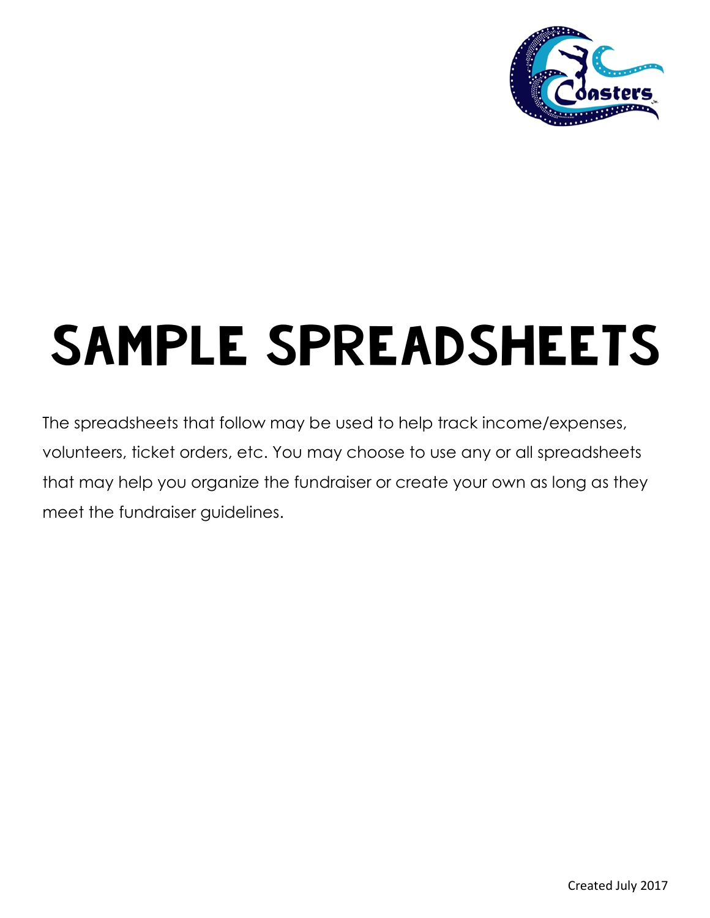# SAMPLE SPREADSHEETS

The spreadsheets that follow may be used to help track income/expenses, volunteers, ticket orders, etc. You may choose to use any or all spreadsheets that may help you organize the fundraiser or create your own as long as they meet the fundraiser guidelines.

Created July 2017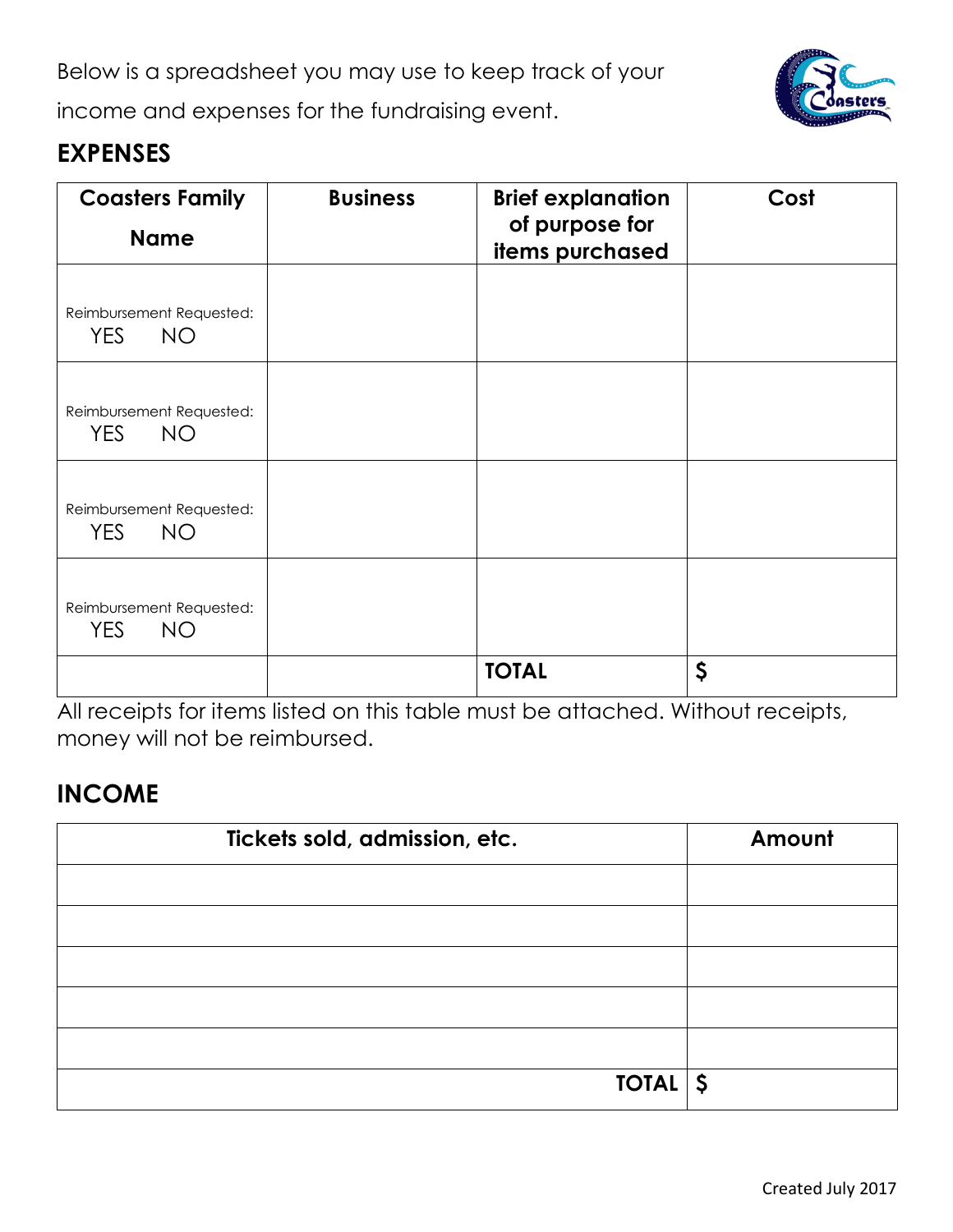Below is a spreadsheet you may use to keep track of your income and expenses for the fundraising event.

## EXPENSES

| Coasters Family Name | Business | Brief explanation of purpose for items purchased | Cost |
|---|---|---|---|
| Reimbursement Requested: YES NO | | | |
| Reimbursement Requested: YES NO | | | |
| Reimbursement Requested: YES NO | | | |
| Reimbursement Requested: YES NO | | | |
| | | **TOTAL** | **$** |

All receipts for items listed on this table must be attached. Without receipts, money will not be reimbursed.

## INCOME

| Tickets sold, admission, etc. | Amount |
|---|---|
| | |
| | |
| | |
| | |
| | |
| **TOTAL** | **$** |

Created July 2017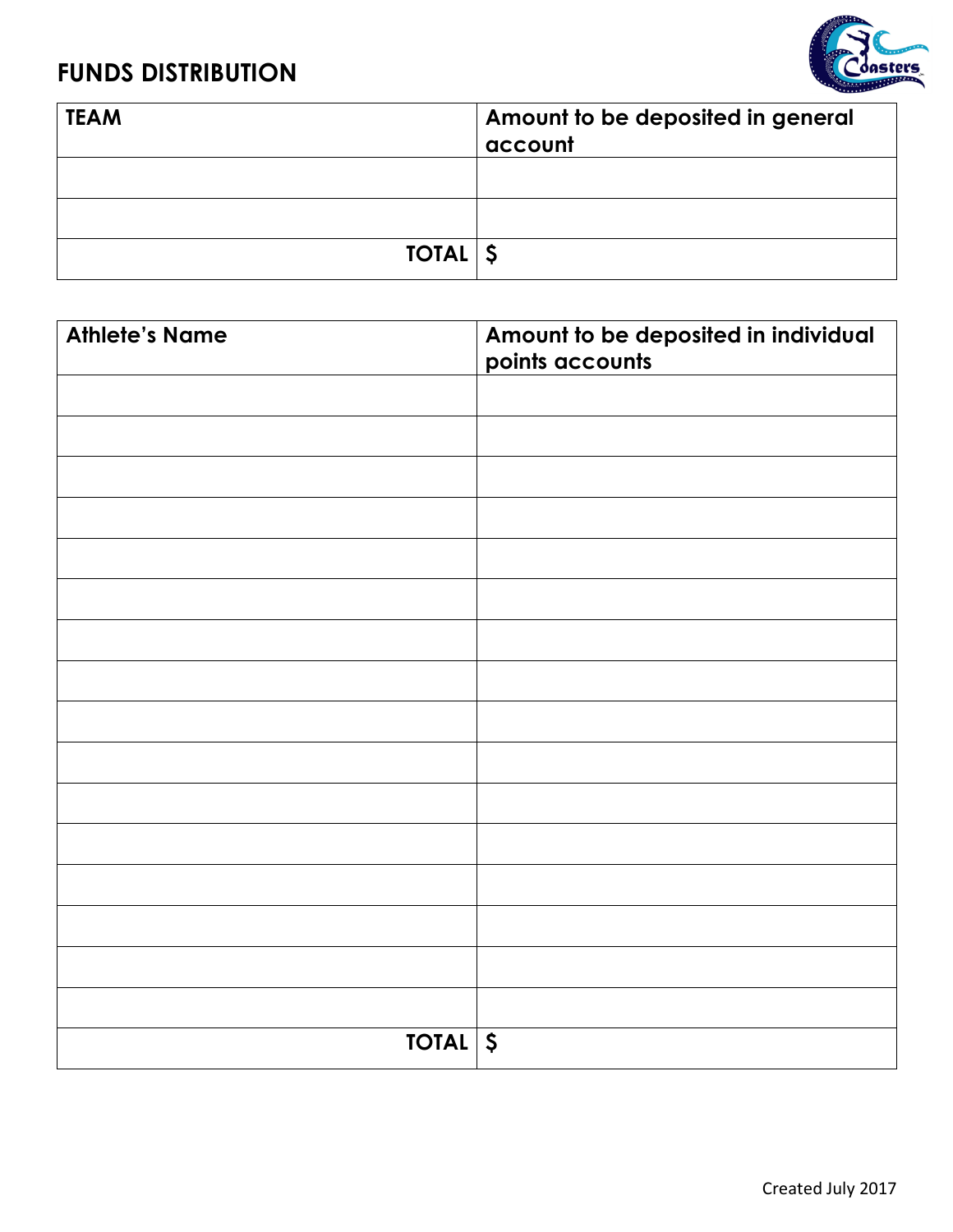## FUNDS DISTRIBUTION

| TEAM | Amount to be deposited in general account |
|---|---|
| | |
| | |
| **TOTAL** | **$** |

| Athlete's Name | Amount to be deposited in individual points accounts |
|---|---|
| | |
| | |
| | |
| | |
| | |
| | |
| | |
| | |
| | |
| | |
| | |
| | |
| | |
| | |
| | |
| | |
| **TOTAL** | **$** |

Created July 2017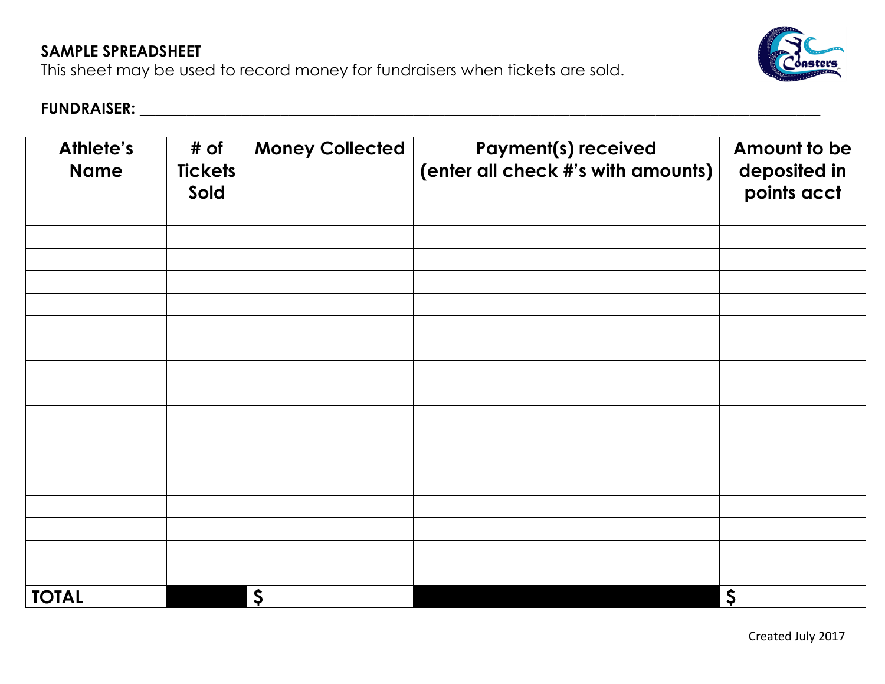**SAMPLE SPREADSHEET**

This sheet may be used to record money for fundraisers when tickets are sold.

**FUNDRAISER:** ______________________________________________________________________________

| Athlete's Name | # of Tickets Sold | Money Collected | Payment(s) received (enter all check #'s with amounts) | Amount to be deposited in points acct |
|---|---|---|---|---|
| | | | | |
| | | | | |
| | | | | |
| | | | | |
| | | | | |
| | | | | |
| | | | | |
| | | | | |
| | | | | |
| | | | | |
| | | | | |
| | | | | |
| | | | | |
| | | | | |
| | | | | |
| | | | | |
| | | | | |
| **TOTAL** | | $ | | $ |

Created July 2017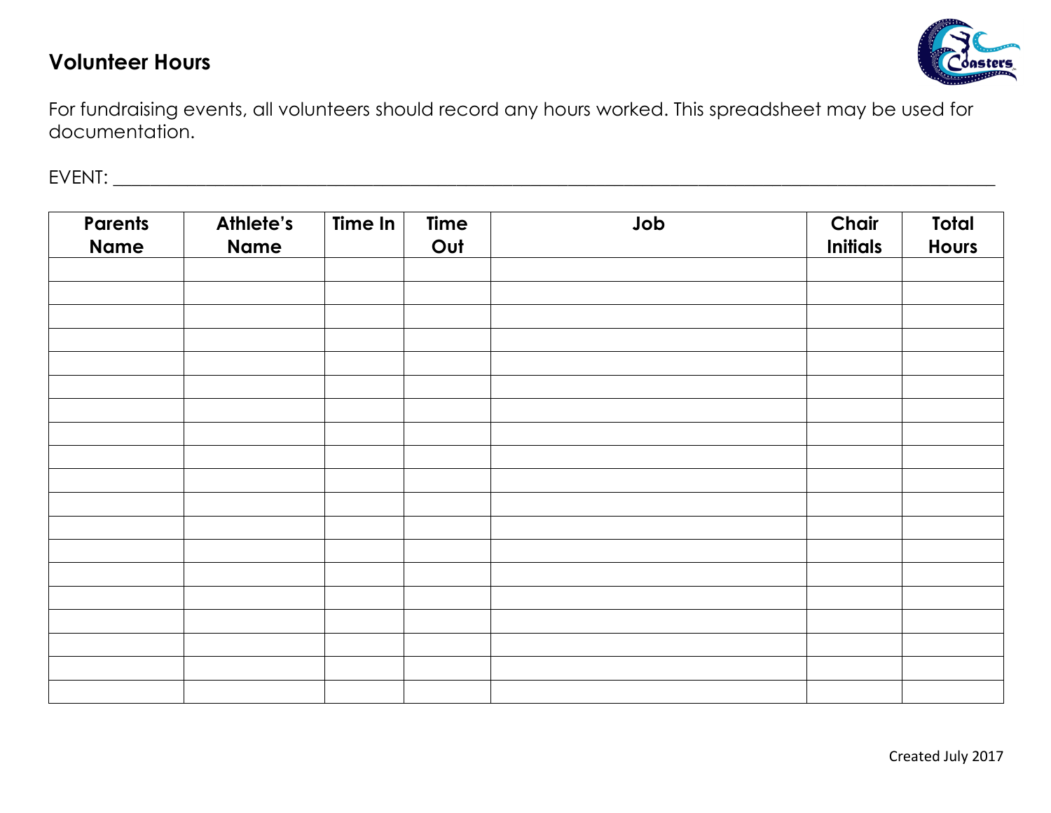# Volunteer Hours

For fundraising events, all volunteers should record any hours worked. This spreadsheet may be used for documentation.

EVENT: ___________________________________________________________________________________________

| Parents Name | Athlete's Name | Time In | Time Out | Job | Chair Initials | Total Hours |
|---|---|---|---|---|---|---|
| | | | | | | |
| | | | | | | |
| | | | | | | |
| | | | | | | |
| | | | | | | |
| | | | | | | |
| | | | | | | |
| | | | | | | |
| | | | | | | |
| | | | | | | |
| | | | | | | |
| | | | | | | |
| | | | | | | |
| | | | | | | |
| | | | | | | |
| | | | | | | |
| | | | | | | |
| | | | | | | |
| | | | | | | |

Created July 2017